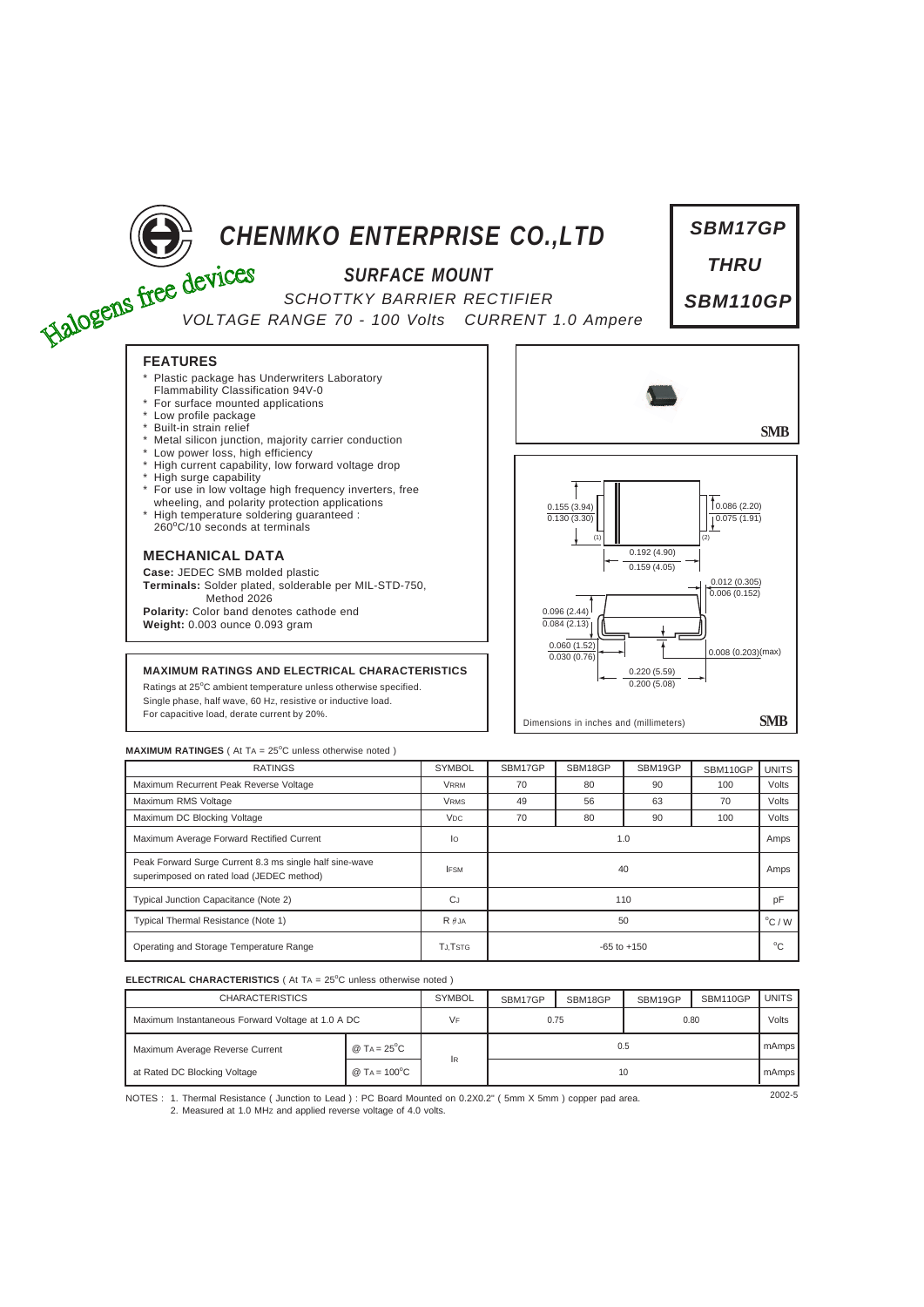# CHENMKO ENTERPRISE CO.,LTD

Halogens free devices

## SURFACE MOUNT

SCHOTTKY BARRIER RECTIFIER

VOLTAGE RANGE 70 - 100 Volts CURRENT 1.0 Ampere

**SBM17GP THRU SBM110GP**

### FEATURES

- Plastic package has Underwriters Laboratory Flammability Classification 94V-0
- For surface mounted applications
- Low profile package
- Built-in strain relief
- Metal silicon junction, majority carrier conduction
- Low power loss, high efficiency
- High current capability, low forward voltage drop
- High surge capability
- For use in low voltage high frequency inverters, free wheeling, and polarity protection applications
- High temperature soldering guaranteed : 260°C/10 seconds at terminals

### MECHANICAL DATA

**Case:** JEDEC SMB molded plastic
**Terminals:** Solder plated, solderable per MIL-STD-750, Method 2026
**Polarity:** Color band denotes cathode end
**Weight:** 0.003 ounce 0.093 gram

SMB

0.155 (3.94) / 0.130 (3.30); 0.086 (2.20) / 0.075 (1.91); 0.192 (4.90) / 0.159 (4.05); 0.012 (0.305) / 0.006 (0.152); 0.096 (2.44) / 0.084 (2.13); 0.060 (1.52) / 0.030 (0.76); 0.008 (0.203)(max); 0.220 (5.59) / 0.200 (5.08)

Dimensions in inches and (millimeters) SMB

### MAXIMUM RATINGS AND ELECTRICAL CHARACTERISTICS

Ratings at 25°C ambient temperature unless otherwise specified.
Single phase, half wave, 60 Hz, resistive or inductive load.
For capacitive load, derate current by 20%.

**MAXIMUM RATINGES** ( At $T_A$ = 25°C unless otherwise noted )

| RATINGS | SYMBOL | SBM17GP | SBM18GP | SBM19GP | SBM110GP | UNITS |
|---|---|---|---|---|---|---|
| Maximum Recurrent Peak Reverse Voltage | $V_{RRM}$ | 70 | 80 | 90 | 100 | Volts |
| Maximum RMS Voltage | $V_{RMS}$ | 49 | 56 | 63 | 70 | Volts |
| Maximum DC Blocking Voltage | $V_{DC}$ | 70 | 80 | 90 | 100 | Volts |
| Maximum Average Forward Rectified Current | $I_O$ | 1.0 | | | | Amps |
| Peak Forward Surge Current 8.3 ms single half sine-wave superimposed on rated load (JEDEC method) | $I_{FSM}$ | 40 | | | | Amps |
| Typical Junction Capacitance (Note 2) | $C_J$ | 110 | | | | pF |
| Typical Thermal Resistance (Note 1) | $R_{\theta JA}$ | 50 | | | | °C / W |
| Operating and Storage Temperature Range | $T_J, T_{STG}$ | -65 to +150 | | | | °C |

**ELECTRICAL CHARACTERISTICS** ( At $T_A$ = 25°C unless otherwise noted )

| CHARACTERISTICS | | SYMBOL | SBM17GP | SBM18GP | SBM19GP | SBM110GP | UNITS |
|---|---|---|---|---|---|---|---|
| Maximum Instantaneous Forward Voltage at 1.0 A DC | | $V_F$ | 0.75 | | 0.80 | | Volts |
| Maximum Average Reverse Current | @ $T_A$ = 25°C | $I_R$ | 0.5 | | | | mAmps |
| at Rated DC Blocking Voltage | @ $T_A$ = 100°C | | 10 | | | | mAmps |

NOTES : 1. Thermal Resistance ( Junction to Lead ) : PC Board Mounted on 0.2X0.2" ( 5mm X 5mm ) copper pad area.
2. Measured at 1.0 MHz and applied reverse voltage of 4.0 volts.

2002-5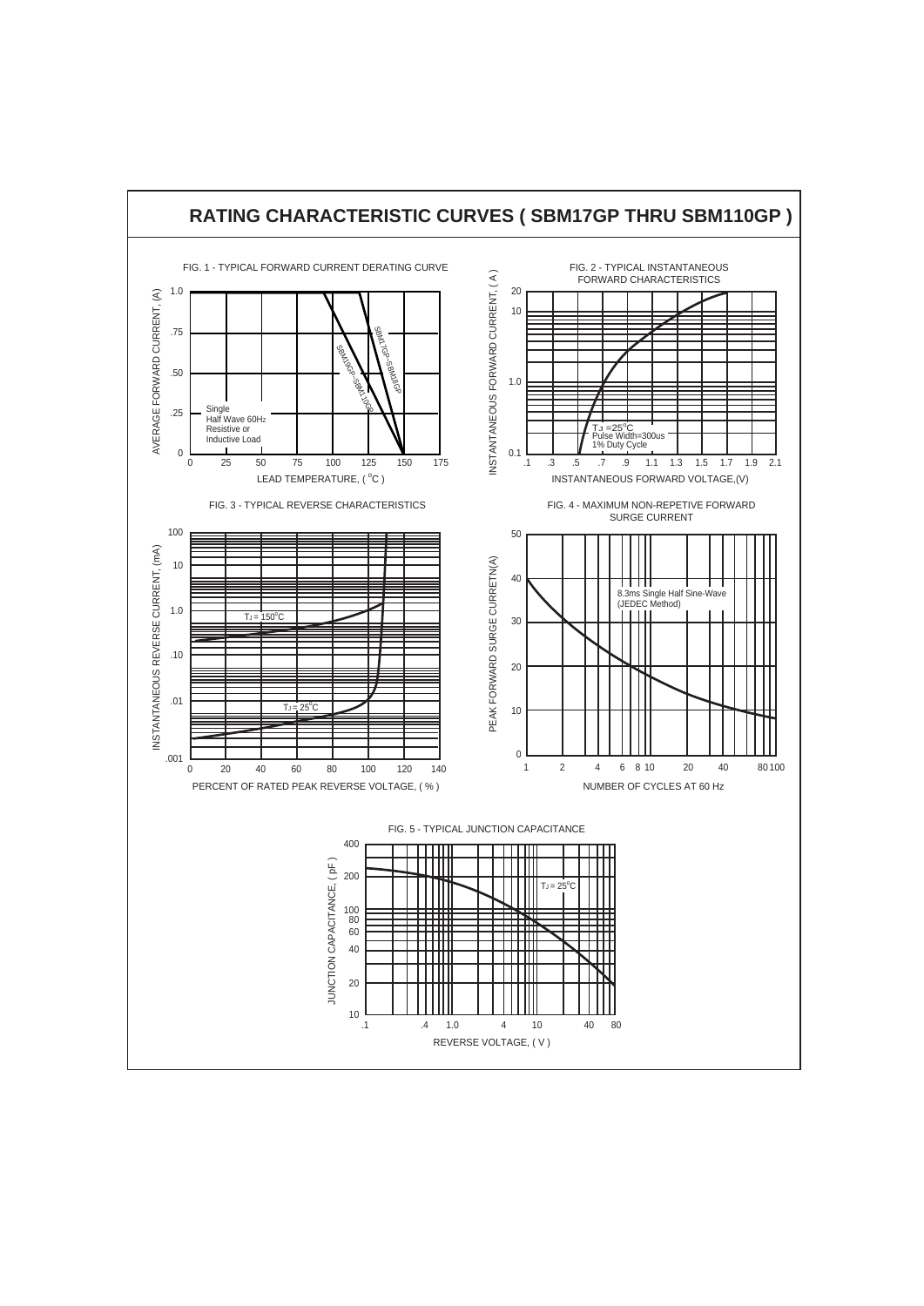# RATING CHARACTERISTIC CURVES ( SBM17GP THRU SBM110GP )

FIG. 1 - TYPICAL FORWARD CURRENT DERATING CURVE

AVERAGE FORWARD CURRENT, (A)

1.0
.75
.50
.25
0

0 25 50 75 100 125 150 175

LEAD TEMPERATURE, ( $^{o}$C )

SBM17GP~SBM18GP

SBM19GP~SBM110GP

Single
Half Wave 60Hz
Resistive or
Inductive Load

FIG. 2 - TYPICAL INSTANTANEOUS FORWARD CHARACTERISTICS

INSTANTANEOUS FORWARD CURRENT, ( A )

20
10
1.0
0.1

.1 .3 .5 .7 .9 1.1 1.3 1.5 1.7 1.9 2.1

INSTANTANEOUS FORWARD VOLTAGE,(V)

$T_J$ =25$^{o}$C
Pulse Width=300us
1% Duty Cycle

FIG. 3 - TYPICAL REVERSE CHARACTERISTICS

INSTANTANEOUS REVERSE CURRENT, (mA)

100
10
1.0
.10
.01
.001

0 20 40 60 80 100 120 140

PERCENT OF RATED PEAK REVERSE VOLTAGE, ( % )

$T_J$ = 150$^{o}$C

$T_J$ = 25$^{o}$C

FIG. 4 - MAXIMUM NON-REPETIVE FORWARD SURGE CURRENT

PEAK FORWARD SURGE CURRETN(A)

50
40
30
20
10
0

1 2 4 6 8 10 20 40 80 100

NUMBER OF CYCLES AT 60 Hz

8.3ms Single Half Sine-Wave
(JEDEC Method)

FIG. 5 - TYPICAL JUNCTION CAPACITANCE

JUNCTION CAPACITANCE, ( pF )

400
200
100
80
60
40
20
10

.1 .4 1.0 4 10 40 80

REVERSE VOLTAGE, ( V )

$T_J$ = 25$^{o}$C